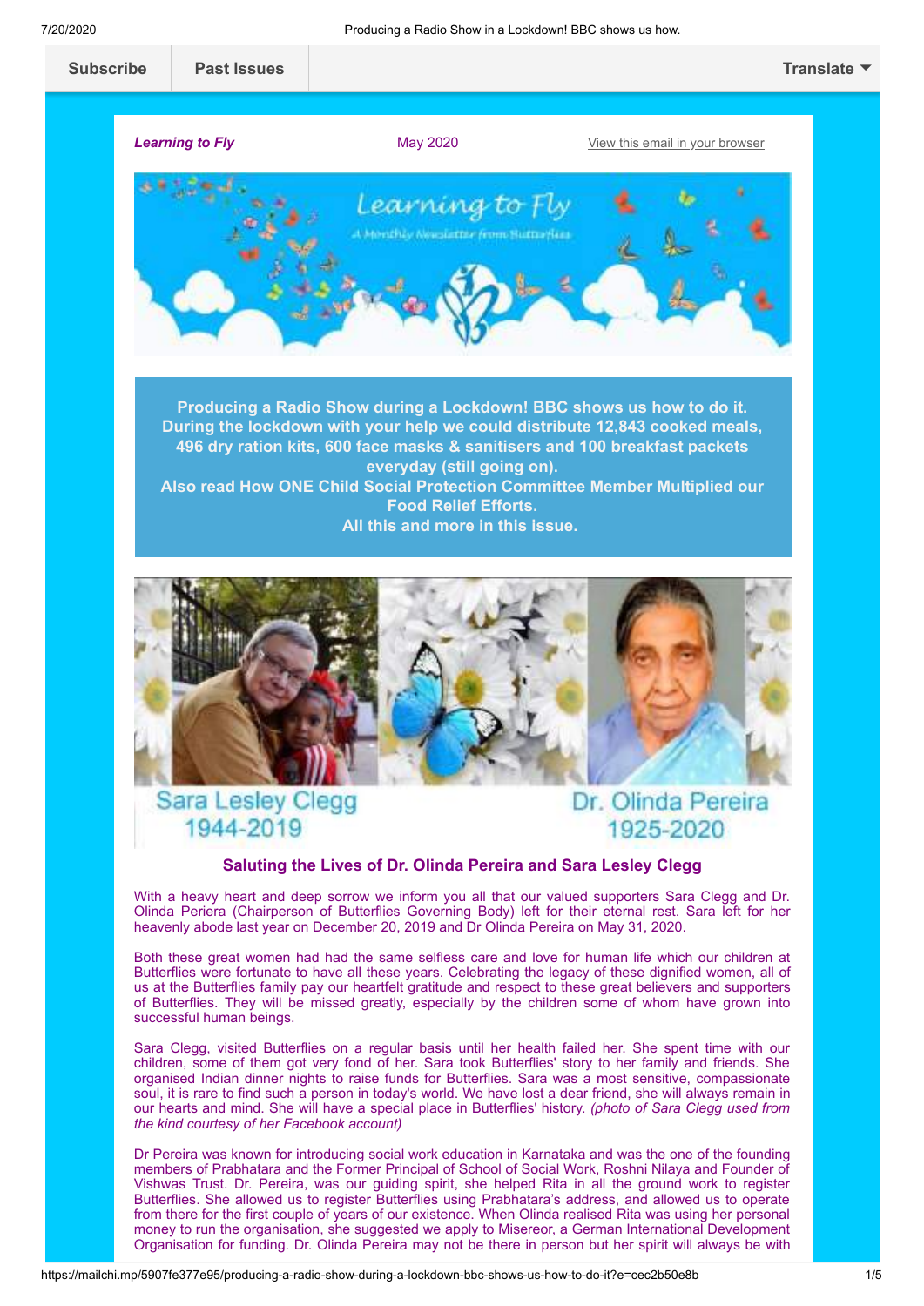Subscribe | Past Issues | Translate

***Learning to Fly*** May 2020 View this email in your browser

**Producing a Radio Show during a Lockdown! BBC shows us how to do it.**
**During the lockdown with your help we could distribute 12,843 cooked meals, 496 dry ration kits, 600 face masks & sanitisers and 100 breakfast packets everyday (still going on).**
**Also read How ONE Child Social Protection Committee Member Multiplied our Food Relief Efforts.**
**All this and more in this issue.**

Sara Lesley Clegg
1944-2019

Dr. Olinda Pereira
1925-2020

## Saluting the Lives of Dr. Olinda Pereira and Sara Lesley Clegg

With a heavy heart and deep sorrow we inform you all that our valued supporters Sara Clegg and Dr. Olinda Periera (Chairperson of Butterflies Governing Body) left for their eternal rest. Sara left for her heavenly abode last year on December 20, 2019 and Dr Olinda Pereira on May 31, 2020.

Both these great women had had the same selfless care and love for human life which our children at Butterflies were fortunate to have all these years. Celebrating the legacy of these dignified women, all of us at the Butterflies family pay our heartfelt gratitude and respect to these great believers and supporters of Butterflies. They will be missed greatly, especially by the children some of whom have grown into successful human beings.

Sara Clegg, visited Butterflies on a regular basis until her health failed her. She spent time with our children, some of them got very fond of her. Sara took Butterflies' story to her family and friends. She organised Indian dinner nights to raise funds for Butterflies. Sara was a most sensitive, compassionate soul, it is rare to find such a person in today's world. We have lost a dear friend, she will always remain in our hearts and mind. She will have a special place in Butterflies' history. *(photo of Sara Clegg used from the kind courtesy of her Facebook account)*

Dr Pereira was known for introducing social work education in Karnataka and was the one of the founding members of Prabhatara and the Former Principal of School of Social Work, Roshni Nilaya and Founder of Vishwas Trust. Dr. Pereira, was our guiding spirit, she helped Rita in all the ground work to register Butterflies. She allowed us to register Butterflies using Prabhatara's address, and allowed us to operate from there for the first couple of years of our existence. When Olinda realised Rita was using her personal money to run the organisation, she suggested we apply to Misereor, a German International Development Organisation for funding. Dr. Olinda Pereira may not be there in person but her spirit will always be with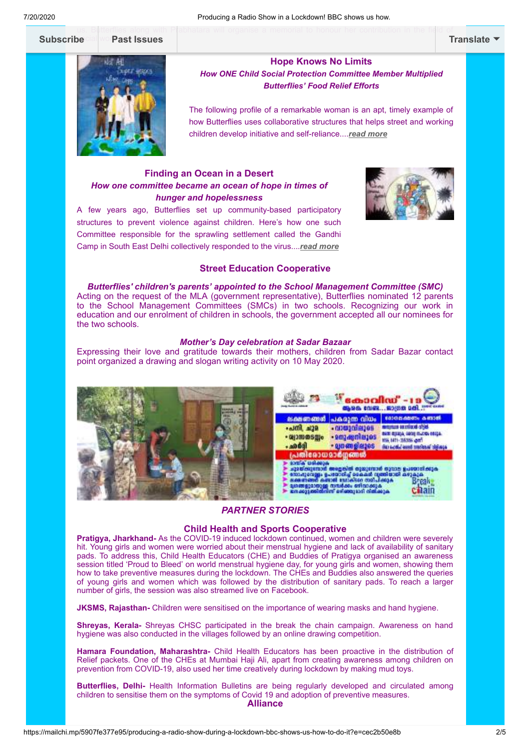### Hope Knows No Limits

***How ONE Child Social Protection Committee Member Multiplied Butterflies' Food Relief Efforts***

The following profile of a remarkable woman is an apt, timely example of how Butterflies uses collaborative structures that helps street and working children develop initiative and self-reliance....***read more***

### Finding an Ocean in a Desert

***How one committee became an ocean of hope in times of hunger and hopelessness***

A few years ago, Butterflies set up community-based participatory structures to prevent violence against children. Here's how one such Committee responsible for the sprawling settlement called the Gandhi Camp in South East Delhi collectively responded to the virus....***read more***

### Street Education Cooperative

***Butterflies' children's parents' appointed to the School Management Committee (SMC)***

Acting on the request of the MLA (government representative), Butterflies nominated 12 parents to the School Management Committees (SMCs) in two schools. Recognizing our work in education and our enrolment of children in schools, the government accepted all our nominees for the two schools.

***Mother's Day celebration at Sadar Bazaar***

Expressing their love and gratitude towards their mothers, children from Sadar Bazar contact point organized a drawing and slogan writing activity on 10 May 2020.

### *PARTNER STORIES*

### Child Health and Sports Cooperative

**Pratigya, Jharkhand-** As the COVID-19 induced lockdown continued, women and children were severely hit. Young girls and women were worried about their menstrual hygiene and lack of availability of sanitary pads. To address this, Child Health Educators (CHE) and Buddies of Pratigya organised an awareness session titled 'Proud to Bleed' on world menstrual hygiene day, for young girls and women, showing them how to take preventive measures during the lockdown. The CHEs and Buddies also answered the queries of young girls and women which was followed by the distribution of sanitary pads. To reach a larger number of girls, the session was also streamed live on Facebook.

**JKSMS, Rajasthan-** Children were sensitised on the importance of wearing masks and hand hygiene.

**Shreyas, Kerala-** Shreyas CHSC participated in the break the chain campaign. Awareness on hand hygiene was also conducted in the villages followed by an online drawing competition.

**Hamara Foundation, Maharashtra-** Child Health Educators has been proactive in the distribution of Relief packets. One of the CHEs at Mumbai Haji Ali, apart from creating awareness among children on prevention from COVID-19, also used her time creatively during lockdown by making mud toys.

**Butterflies, Delhi-** Health Information Bulletins are being regularly developed and circulated among children to sensitise them on the symptoms of Covid 19 and adoption of preventive measures.

### Alliance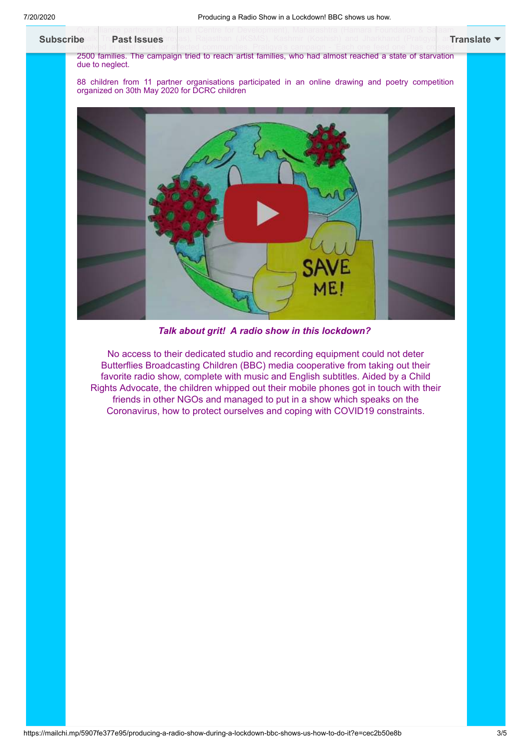Our alliance partners in Gujarat (Centre for Development), Maharashtra (Hamara Foundation & Salaam Balak Trust ...), Rajasthan (JKSMS), Kashmir (Koshish) and Jharkhand (Pratigya) are involved in relief work for affected communities. Pratigya's campaign - 'Each one feed one' has crossed 2500 families. The campaign tried to reach artist families, who had almost reached a state of starvation due to neglect.

88 children from 11 partner organisations participated in an online drawing and poetry competition organized on 30th May 2020 for DCRC children

***Talk about grit! A radio show in this lockdown?***

No access to their dedicated studio and recording equipment could not deter Butterflies Broadcasting Children (BBC) media cooperative from taking out their favorite radio show, complete with music and English subtitles. Aided by a Child Rights Advocate, the children whipped out their mobile phones got in touch with their friends in other NGOs and managed to put in a show which speaks on the Coronavirus, how to protect ourselves and coping with COVID19 constraints.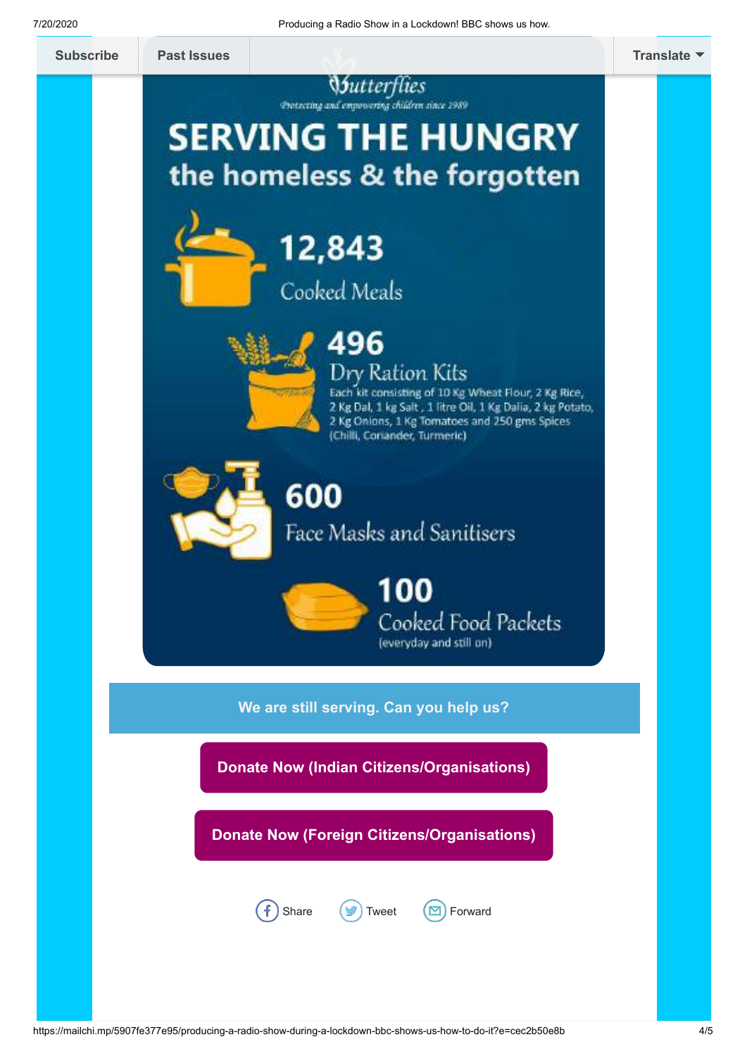Subscribe | Past Issues | Translate

Butterflies

*Protecting and empowering children since 1989*

# SERVING THE HUNGRY

## the homeless & the forgotten

**12,843**
Cooked Meals

**496**
Dry Ration Kits
Each kit consisting of 10 Kg Wheat Flour, 2 Kg Rice, 2 Kg Dal, 1 kg Salt, 1 litre Oil, 1 Kg Dalia, 2 kg Potato, 2 Kg Onions, 1 Kg Tomatoes and 250 gms Spices (Chilli, Coriander, Turmeric)

**600**
Face Masks and Sanitisers

**100**
Cooked Food Packets
(everyday and still on)

**We are still serving. Can you help us?**

**Donate Now (Indian Citizens/Organisations)**

**Donate Now (Foreign Citizens/Organisations)**

Share | Tweet | Forward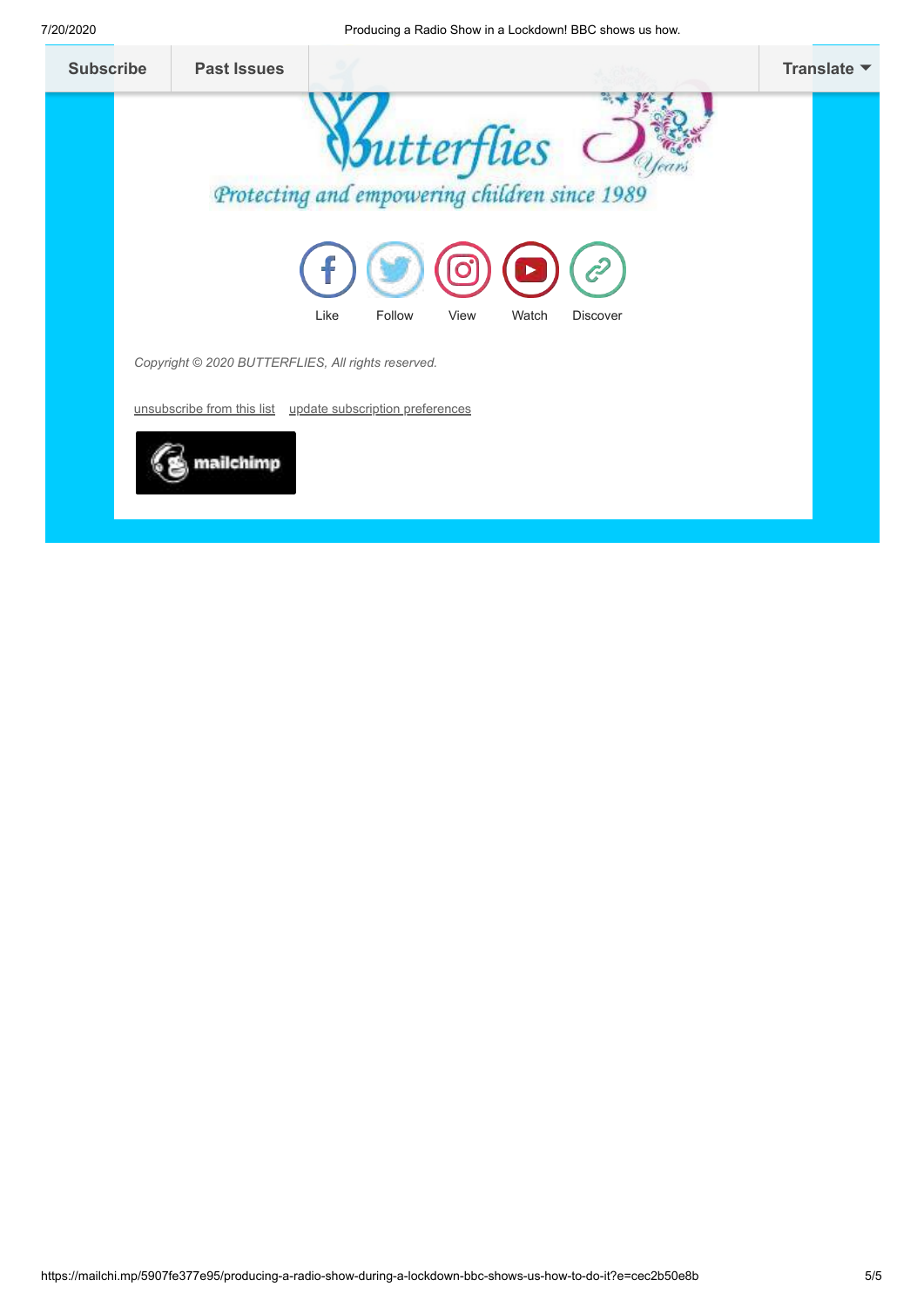Subscribe | Past Issues | Translate

Butterflies 30 Years

Protecting and empowering children since 1989

Like Follow View Watch Discover

*Copyright © 2020 BUTTERFLIES, All rights reserved.*

unsubscribe from this list    update subscription preferences

mailchimp